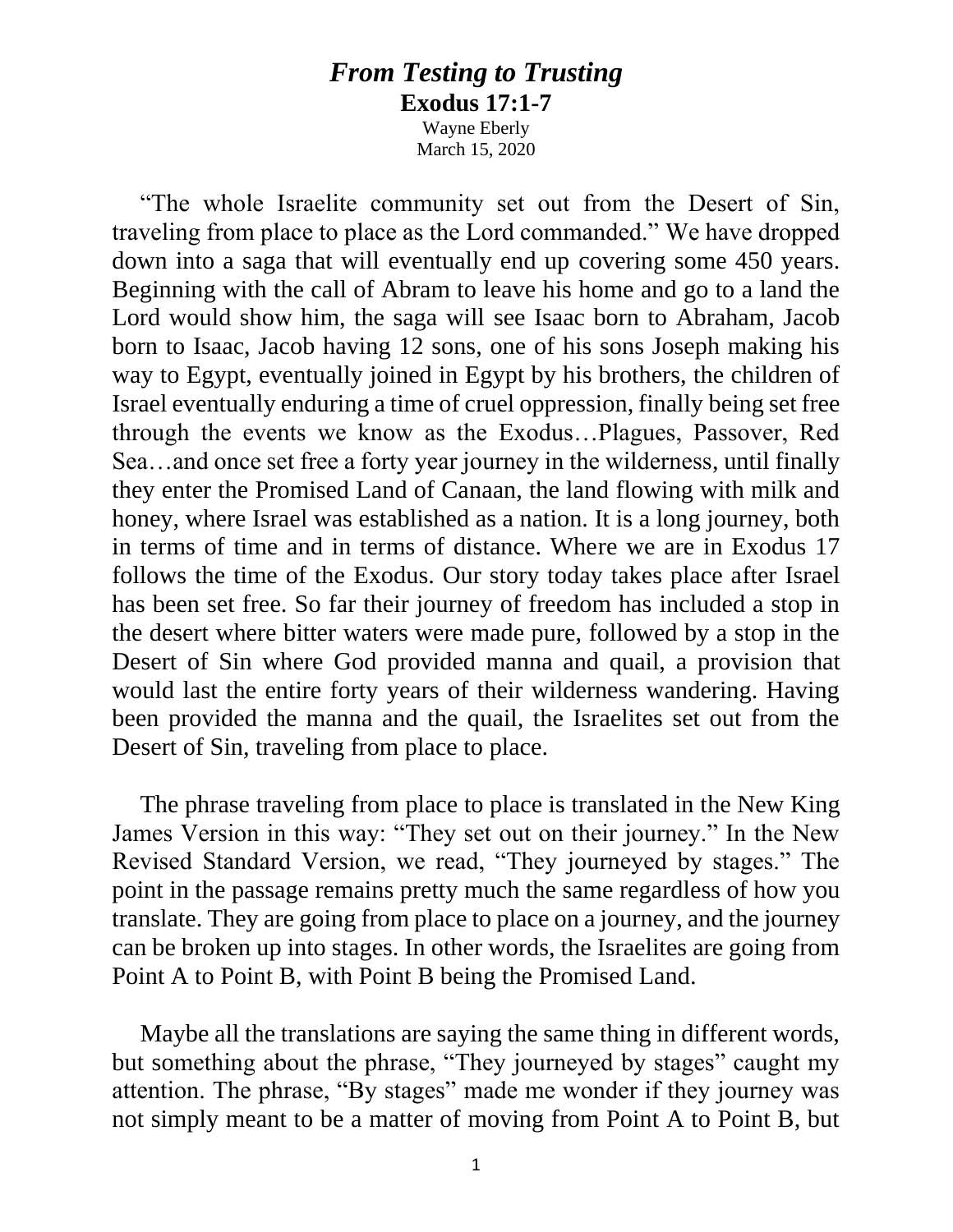# *From Testing to Trusting*

**Exodus 17:1-7**

Wayne Eberly

March 15, 2020

"The whole Israelite community set out from the Desert of Sin, traveling from place to place as the Lord commanded." We have dropped down into a saga that will eventually end up covering some 450 years. Beginning with the call of Abram to leave his home and go to a land the Lord would show him, the saga will see Isaac born to Abraham, Jacob born to Isaac, Jacob having 12 sons, one of his sons Joseph making his way to Egypt, eventually joined in Egypt by his brothers, the children of Israel eventually enduring a time of cruel oppression, finally being set free through the events we know as the Exodus…Plagues, Passover, Red Sea…and once set free a forty year journey in the wilderness, until finally they enter the Promised Land of Canaan, the land flowing with milk and honey, where Israel was established as a nation. It is a long journey, both in terms of time and in terms of distance. Where we are in Exodus 17 follows the time of the Exodus. Our story today takes place after Israel has been set free. So far their journey of freedom has included a stop in the desert where bitter waters were made pure, followed by a stop in the Desert of Sin where God provided manna and quail, a provision that would last the entire forty years of their wilderness wandering. Having been provided the manna and the quail, the Israelites set out from the Desert of Sin, traveling from place to place.

The phrase traveling from place to place is translated in the New King James Version in this way: "They set out on their journey." In the New Revised Standard Version, we read, "They journeyed by stages." The point in the passage remains pretty much the same regardless of how you translate. They are going from place to place on a journey, and the journey can be broken up into stages. In other words, the Israelites are going from Point A to Point B, with Point B being the Promised Land.

Maybe all the translations are saying the same thing in different words, but something about the phrase, "They journeyed by stages" caught my attention. The phrase, "By stages" made me wonder if they journey was not simply meant to be a matter of moving from Point A to Point B, but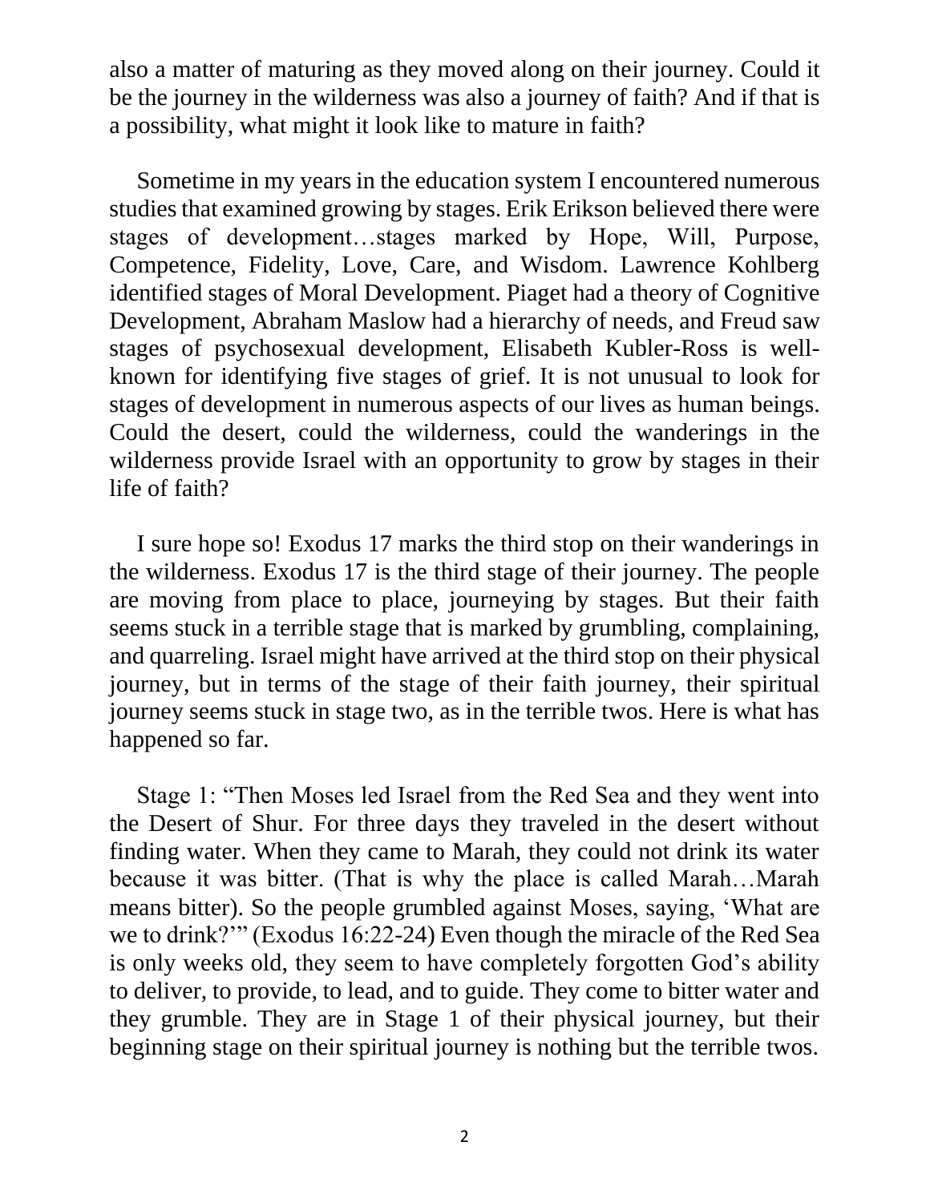also a matter of maturing as they moved along on their journey. Could it be the journey in the wilderness was also a journey of faith? And if that is a possibility, what might it look like to mature in faith?

Sometime in my years in the education system I encountered numerous studies that examined growing by stages. Erik Erikson believed there were stages of development…stages marked by Hope, Will, Purpose, Competence, Fidelity, Love, Care, and Wisdom. Lawrence Kohlberg identified stages of Moral Development. Piaget had a theory of Cognitive Development, Abraham Maslow had a hierarchy of needs, and Freud saw stages of psychosexual development, Elisabeth Kubler-Ross is well-known for identifying five stages of grief. It is not unusual to look for stages of development in numerous aspects of our lives as human beings. Could the desert, could the wilderness, could the wanderings in the wilderness provide Israel with an opportunity to grow by stages in their life of faith?

I sure hope so! Exodus 17 marks the third stop on their wanderings in the wilderness. Exodus 17 is the third stage of their journey. The people are moving from place to place, journeying by stages. But their faith seems stuck in a terrible stage that is marked by grumbling, complaining, and quarreling. Israel might have arrived at the third stop on their physical journey, but in terms of the stage of their faith journey, their spiritual journey seems stuck in stage two, as in the terrible twos. Here is what has happened so far.

Stage 1: "Then Moses led Israel from the Red Sea and they went into the Desert of Shur. For three days they traveled in the desert without finding water. When they came to Marah, they could not drink its water because it was bitter. (That is why the place is called Marah…Marah means bitter). So the people grumbled against Moses, saying, 'What are we to drink?'" (Exodus 16:22-24) Even though the miracle of the Red Sea is only weeks old, they seem to have completely forgotten God's ability to deliver, to provide, to lead, and to guide. They come to bitter water and they grumble. They are in Stage 1 of their physical journey, but their beginning stage on their spiritual journey is nothing but the terrible twos.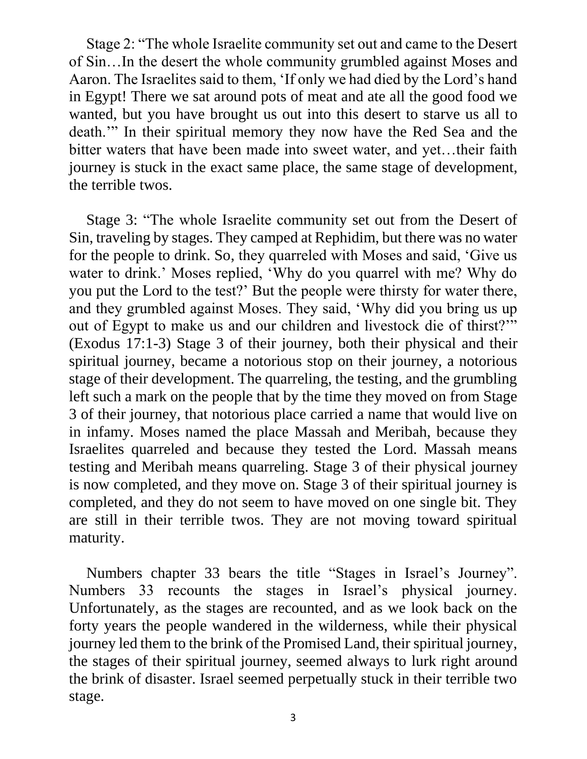Stage 2: "The whole Israelite community set out and came to the Desert of Sin…In the desert the whole community grumbled against Moses and Aaron. The Israelites said to them, 'If only we had died by the Lord's hand in Egypt! There we sat around pots of meat and ate all the good food we wanted, but you have brought us out into this desert to starve us all to death.'" In their spiritual memory they now have the Red Sea and the bitter waters that have been made into sweet water, and yet…their faith journey is stuck in the exact same place, the same stage of development, the terrible twos.

Stage 3: "The whole Israelite community set out from the Desert of Sin, traveling by stages. They camped at Rephidim, but there was no water for the people to drink. So, they quarreled with Moses and said, 'Give us water to drink.' Moses replied, 'Why do you quarrel with me? Why do you put the Lord to the test?' But the people were thirsty for water there, and they grumbled against Moses. They said, 'Why did you bring us up out of Egypt to make us and our children and livestock die of thirst?'" (Exodus 17:1-3) Stage 3 of their journey, both their physical and their spiritual journey, became a notorious stop on their journey, a notorious stage of their development. The quarreling, the testing, and the grumbling left such a mark on the people that by the time they moved on from Stage 3 of their journey, that notorious place carried a name that would live on in infamy. Moses named the place Massah and Meribah, because they Israelites quarreled and because they tested the Lord. Massah means testing and Meribah means quarreling. Stage 3 of their physical journey is now completed, and they move on. Stage 3 of their spiritual journey is completed, and they do not seem to have moved on one single bit. They are still in their terrible twos. They are not moving toward spiritual maturity.

Numbers chapter 33 bears the title "Stages in Israel's Journey". Numbers 33 recounts the stages in Israel's physical journey. Unfortunately, as the stages are recounted, and as we look back on the forty years the people wandered in the wilderness, while their physical journey led them to the brink of the Promised Land, their spiritual journey, the stages of their spiritual journey, seemed always to lurk right around the brink of disaster. Israel seemed perpetually stuck in their terrible two stage.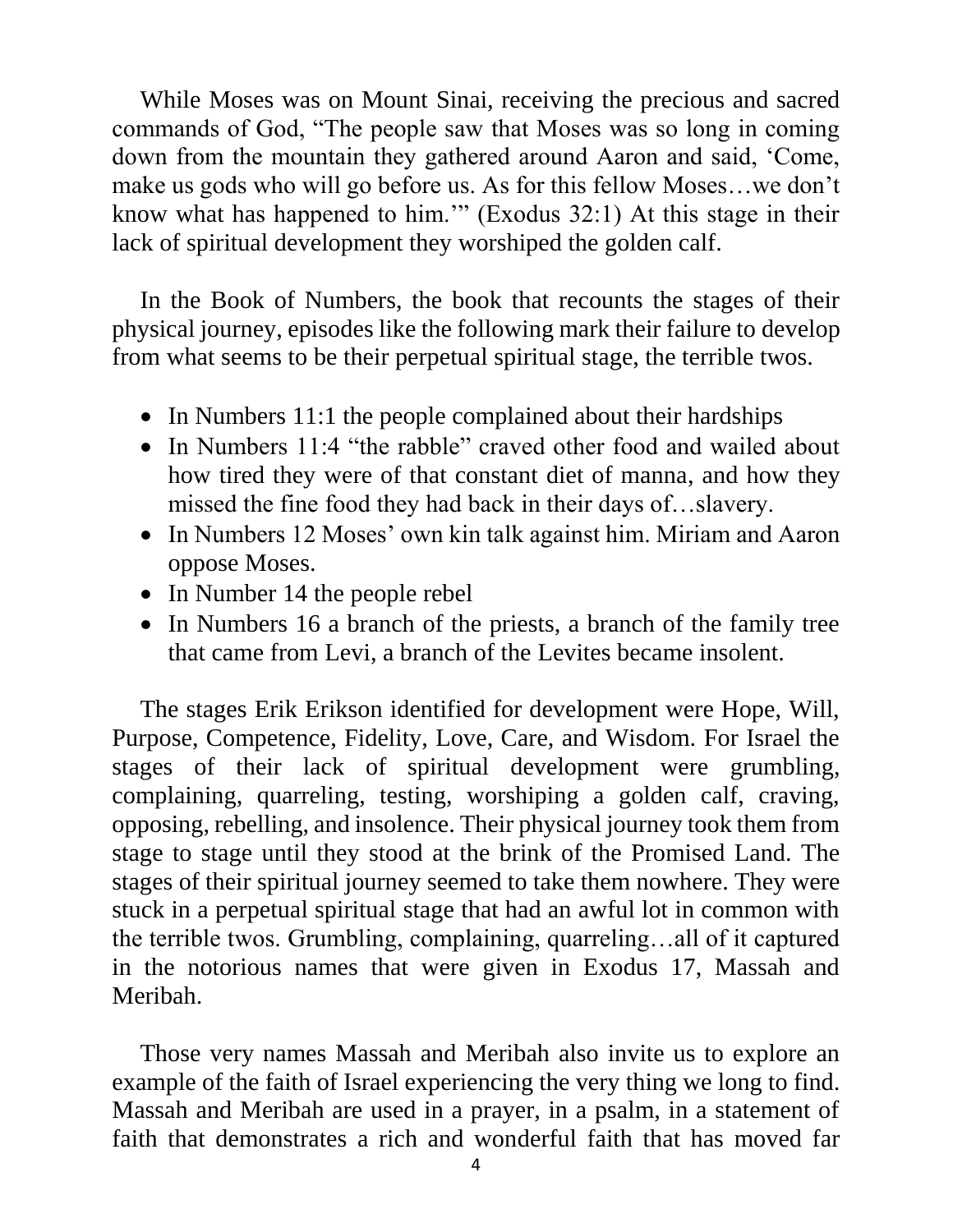While Moses was on Mount Sinai, receiving the precious and sacred commands of God, “The people saw that Moses was so long in coming down from the mountain they gathered around Aaron and said, ‘Come, make us gods who will go before us. As for this fellow Moses…we don’t know what has happened to him.’” (Exodus 32:1) At this stage in their lack of spiritual development they worshiped the golden calf.

In the Book of Numbers, the book that recounts the stages of their physical journey, episodes like the following mark their failure to develop from what seems to be their perpetual spiritual stage, the terrible twos.

- In Numbers 11:1 the people complained about their hardships
- In Numbers 11:4 “the rabble” craved other food and wailed about how tired they were of that constant diet of manna, and how they missed the fine food they had back in their days of…slavery.
- In Numbers 12 Moses’ own kin talk against him. Miriam and Aaron oppose Moses.
- In Number 14 the people rebel
- In Numbers 16 a branch of the priests, a branch of the family tree that came from Levi, a branch of the Levites became insolent.

The stages Erik Erikson identified for development were Hope, Will, Purpose, Competence, Fidelity, Love, Care, and Wisdom. For Israel the stages of their lack of spiritual development were grumbling, complaining, quarreling, testing, worshiping a golden calf, craving, opposing, rebelling, and insolence. Their physical journey took them from stage to stage until they stood at the brink of the Promised Land. The stages of their spiritual journey seemed to take them nowhere. They were stuck in a perpetual spiritual stage that had an awful lot in common with the terrible twos. Grumbling, complaining, quarreling…all of it captured in the notorious names that were given in Exodus 17, Massah and Meribah.

Those very names Massah and Meribah also invite us to explore an example of the faith of Israel experiencing the very thing we long to find. Massah and Meribah are used in a prayer, in a psalm, in a statement of faith that demonstrates a rich and wonderful faith that has moved far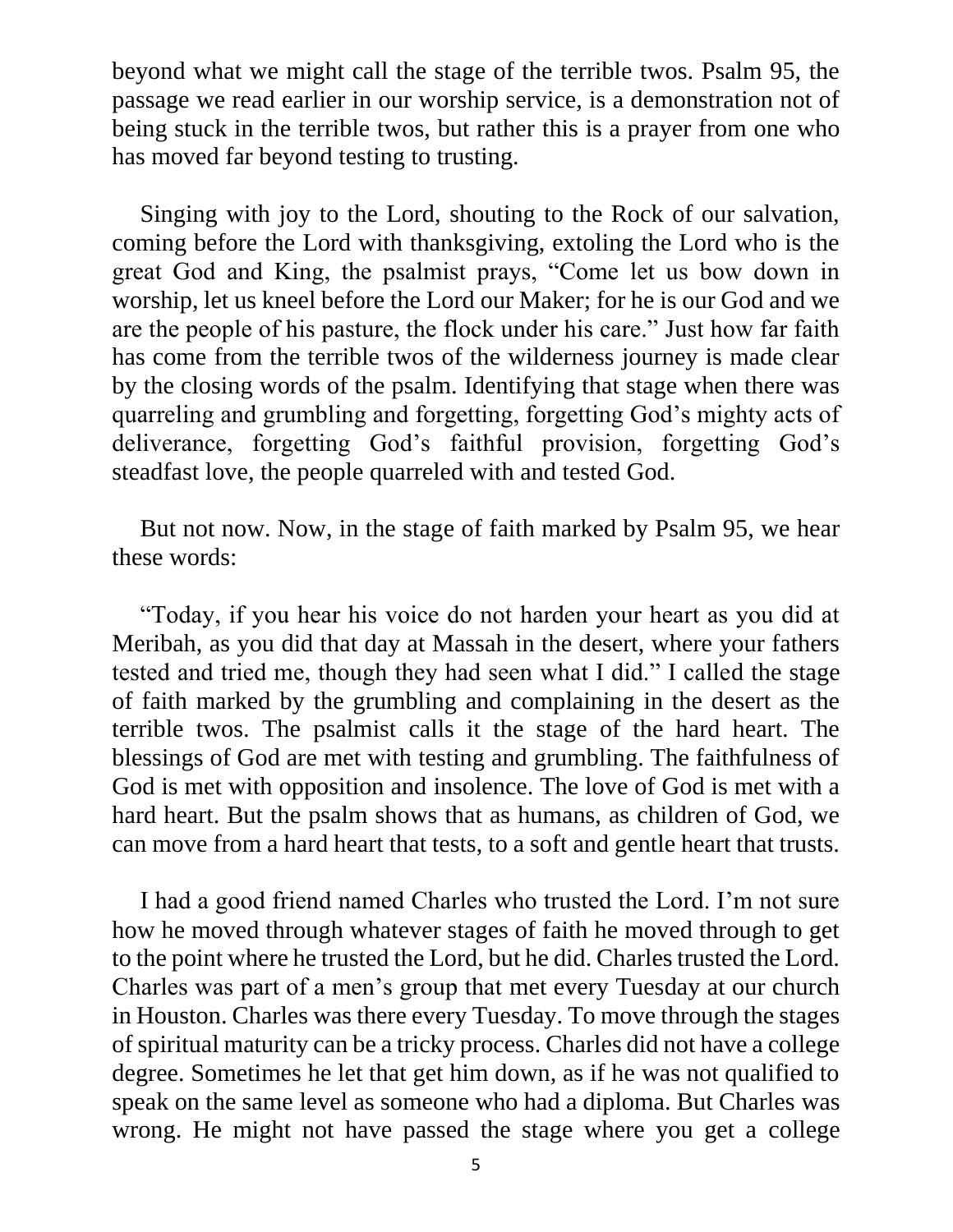beyond what we might call the stage of the terrible twos. Psalm 95, the passage we read earlier in our worship service, is a demonstration not of being stuck in the terrible twos, but rather this is a prayer from one who has moved far beyond testing to trusting.

Singing with joy to the Lord, shouting to the Rock of our salvation, coming before the Lord with thanksgiving, extoling the Lord who is the great God and King, the psalmist prays, "Come let us bow down in worship, let us kneel before the Lord our Maker; for he is our God and we are the people of his pasture, the flock under his care." Just how far faith has come from the terrible twos of the wilderness journey is made clear by the closing words of the psalm. Identifying that stage when there was quarreling and grumbling and forgetting, forgetting God's mighty acts of deliverance, forgetting God's faithful provision, forgetting God's steadfast love, the people quarreled with and tested God.

But not now. Now, in the stage of faith marked by Psalm 95, we hear these words:

"Today, if you hear his voice do not harden your heart as you did at Meribah, as you did that day at Massah in the desert, where your fathers tested and tried me, though they had seen what I did." I called the stage of faith marked by the grumbling and complaining in the desert as the terrible twos. The psalmist calls it the stage of the hard heart. The blessings of God are met with testing and grumbling. The faithfulness of God is met with opposition and insolence. The love of God is met with a hard heart. But the psalm shows that as humans, as children of God, we can move from a hard heart that tests, to a soft and gentle heart that trusts.

I had a good friend named Charles who trusted the Lord. I'm not sure how he moved through whatever stages of faith he moved through to get to the point where he trusted the Lord, but he did. Charles trusted the Lord. Charles was part of a men's group that met every Tuesday at our church in Houston. Charles was there every Tuesday. To move through the stages of spiritual maturity can be a tricky process. Charles did not have a college degree. Sometimes he let that get him down, as if he was not qualified to speak on the same level as someone who had a diploma. But Charles was wrong. He might not have passed the stage where you get a college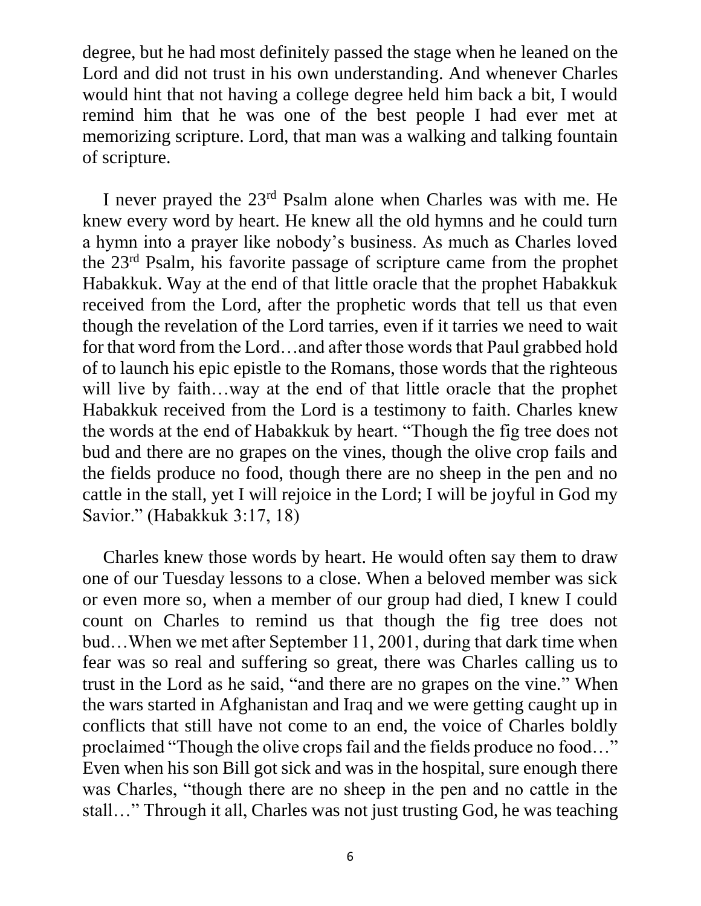degree, but he had most definitely passed the stage when he leaned on the Lord and did not trust in his own understanding. And whenever Charles would hint that not having a college degree held him back a bit, I would remind him that he was one of the best people I had ever met at memorizing scripture. Lord, that man was a walking and talking fountain of scripture.

I never prayed the 23rd Psalm alone when Charles was with me. He knew every word by heart. He knew all the old hymns and he could turn a hymn into a prayer like nobody's business. As much as Charles loved the 23rd Psalm, his favorite passage of scripture came from the prophet Habakkuk. Way at the end of that little oracle that the prophet Habakkuk received from the Lord, after the prophetic words that tell us that even though the revelation of the Lord tarries, even if it tarries we need to wait for that word from the Lord…and after those words that Paul grabbed hold of to launch his epic epistle to the Romans, those words that the righteous will live by faith…way at the end of that little oracle that the prophet Habakkuk received from the Lord is a testimony to faith. Charles knew the words at the end of Habakkuk by heart. "Though the fig tree does not bud and there are no grapes on the vines, though the olive crop fails and the fields produce no food, though there are no sheep in the pen and no cattle in the stall, yet I will rejoice in the Lord; I will be joyful in God my Savior." (Habakkuk 3:17, 18)

Charles knew those words by heart. He would often say them to draw one of our Tuesday lessons to a close. When a beloved member was sick or even more so, when a member of our group had died, I knew I could count on Charles to remind us that though the fig tree does not bud…When we met after September 11, 2001, during that dark time when fear was so real and suffering so great, there was Charles calling us to trust in the Lord as he said, "and there are no grapes on the vine." When the wars started in Afghanistan and Iraq and we were getting caught up in conflicts that still have not come to an end, the voice of Charles boldly proclaimed "Though the olive crops fail and the fields produce no food…" Even when his son Bill got sick and was in the hospital, sure enough there was Charles, "though there are no sheep in the pen and no cattle in the stall…" Through it all, Charles was not just trusting God, he was teaching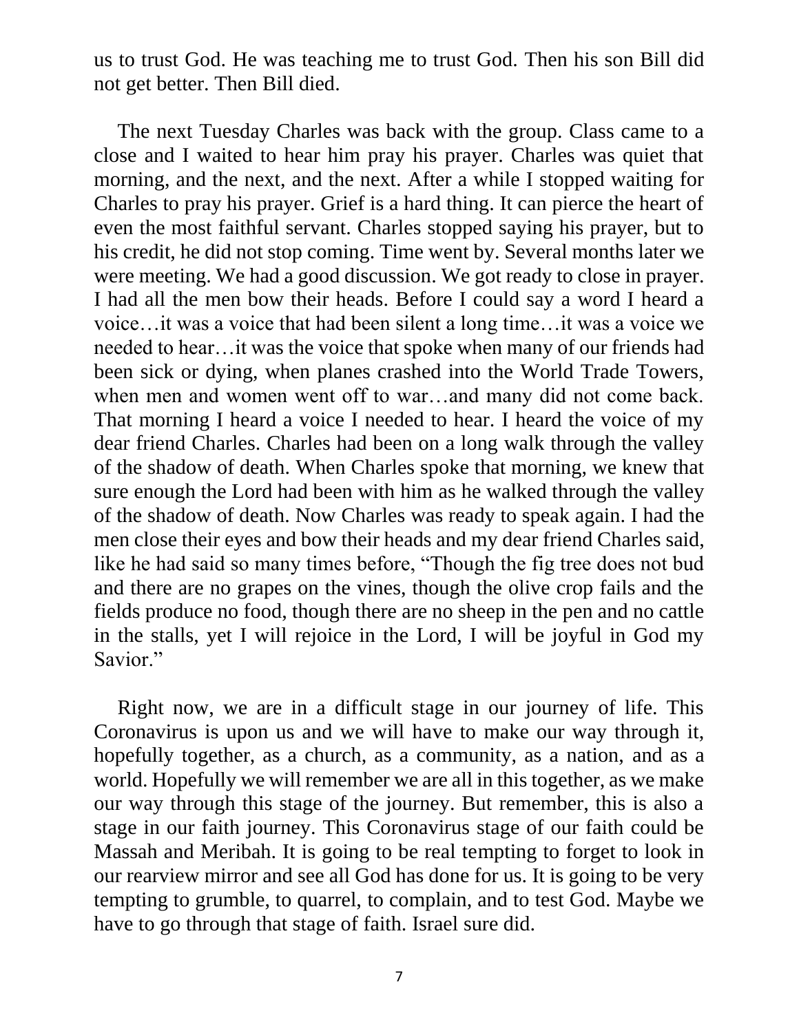us to trust God. He was teaching me to trust God. Then his son Bill did not get better. Then Bill died.

The next Tuesday Charles was back with the group. Class came to a close and I waited to hear him pray his prayer. Charles was quiet that morning, and the next, and the next. After a while I stopped waiting for Charles to pray his prayer. Grief is a hard thing. It can pierce the heart of even the most faithful servant. Charles stopped saying his prayer, but to his credit, he did not stop coming. Time went by. Several months later we were meeting. We had a good discussion. We got ready to close in prayer. I had all the men bow their heads. Before I could say a word I heard a voice…it was a voice that had been silent a long time…it was a voice we needed to hear…it was the voice that spoke when many of our friends had been sick or dying, when planes crashed into the World Trade Towers, when men and women went off to war…and many did not come back. That morning I heard a voice I needed to hear. I heard the voice of my dear friend Charles. Charles had been on a long walk through the valley of the shadow of death. When Charles spoke that morning, we knew that sure enough the Lord had been with him as he walked through the valley of the shadow of death. Now Charles was ready to speak again. I had the men close their eyes and bow their heads and my dear friend Charles said, like he had said so many times before, "Though the fig tree does not bud and there are no grapes on the vines, though the olive crop fails and the fields produce no food, though there are no sheep in the pen and no cattle in the stalls, yet I will rejoice in the Lord, I will be joyful in God my Savior."

Right now, we are in a difficult stage in our journey of life. This Coronavirus is upon us and we will have to make our way through it, hopefully together, as a church, as a community, as a nation, and as a world. Hopefully we will remember we are all in this together, as we make our way through this stage of the journey. But remember, this is also a stage in our faith journey. This Coronavirus stage of our faith could be Massah and Meribah. It is going to be real tempting to forget to look in our rearview mirror and see all God has done for us. It is going to be very tempting to grumble, to quarrel, to complain, and to test God. Maybe we have to go through that stage of faith. Israel sure did.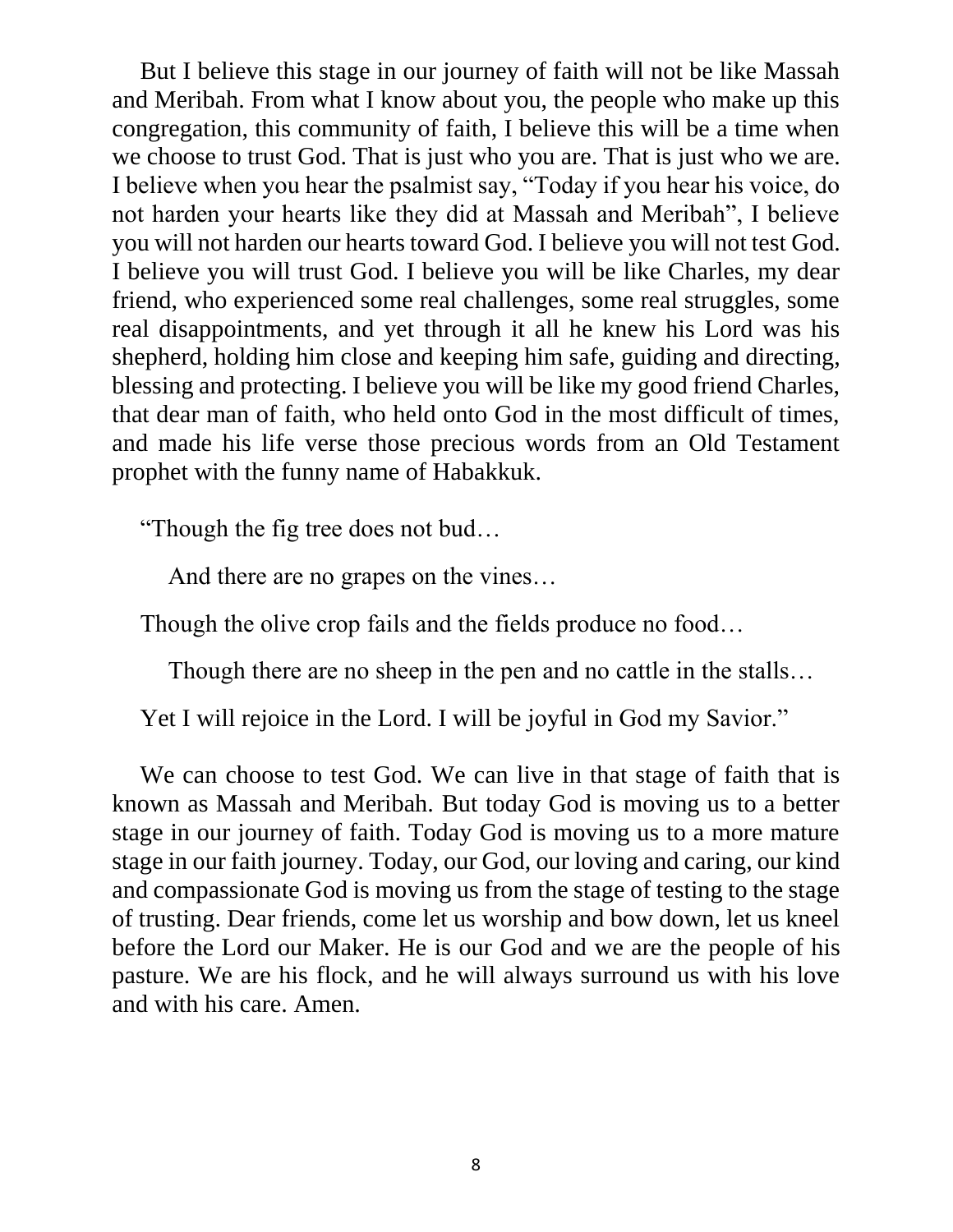But I believe this stage in our journey of faith will not be like Massah and Meribah. From what I know about you, the people who make up this congregation, this community of faith, I believe this will be a time when we choose to trust God. That is just who you are. That is just who we are. I believe when you hear the psalmist say, "Today if you hear his voice, do not harden your hearts like they did at Massah and Meribah", I believe you will not harden our hearts toward God. I believe you will not test God. I believe you will trust God. I believe you will be like Charles, my dear friend, who experienced some real challenges, some real struggles, some real disappointments, and yet through it all he knew his Lord was his shepherd, holding him close and keeping him safe, guiding and directing, blessing and protecting. I believe you will be like my good friend Charles, that dear man of faith, who held onto God in the most difficult of times, and made his life verse those precious words from an Old Testament prophet with the funny name of Habakkuk.

"Though the fig tree does not bud…

And there are no grapes on the vines…

Though the olive crop fails and the fields produce no food…

Though there are no sheep in the pen and no cattle in the stalls…

Yet I will rejoice in the Lord. I will be joyful in God my Savior."

We can choose to test God. We can live in that stage of faith that is known as Massah and Meribah. But today God is moving us to a better stage in our journey of faith. Today God is moving us to a more mature stage in our faith journey. Today, our God, our loving and caring, our kind and compassionate God is moving us from the stage of testing to the stage of trusting. Dear friends, come let us worship and bow down, let us kneel before the Lord our Maker. He is our God and we are the people of his pasture. We are his flock, and he will always surround us with his love and with his care. Amen.